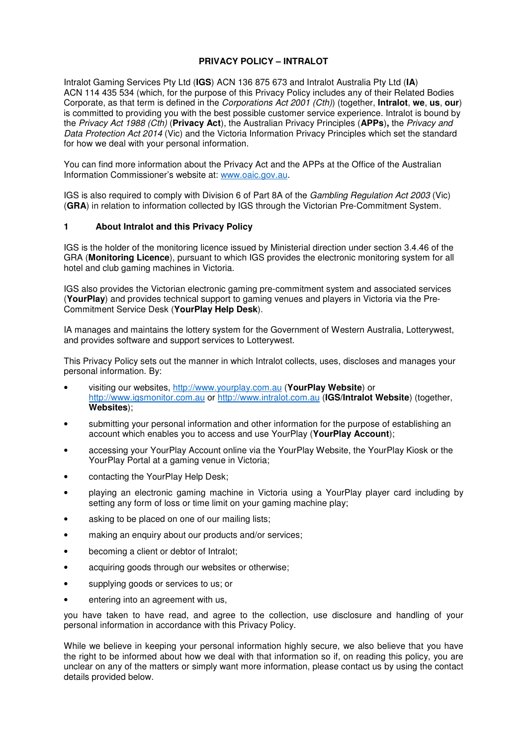# PRIVACY POLICY – INTRALOT

Intralot Gaming Services Pty Ltd (**IGS**) ACN 136 875 673 and Intralot Australia Pty Ltd (**IA**) ACN 114 435 534 (which, for the purpose of this Privacy Policy includes any of their Related Bodies Corporate, as that term is defined in the *Corporations Act 2001 (Cth)*) (together, **Intralot**, **we**, **us**, **our**) is committed to providing you with the best possible customer service experience. Intralot is bound by the *Privacy Act 1988 (Cth)* (**Privacy Act**), the Australian Privacy Principles (**APPs**), the *Privacy and Data Protection Act 2014* (Vic) and the Victoria Information Privacy Principles which set the standard for how we deal with your personal information.

You can find more information about the Privacy Act and the APPs at the Office of the Australian Information Commissioner's website at: www.oaic.gov.au.

IGS is also required to comply with Division 6 of Part 8A of the *Gambling Regulation Act 2003* (Vic) (**GRA**) in relation to information collected by IGS through the Victorian Pre-Commitment System.

## 1 About Intralot and this Privacy Policy

IGS is the holder of the monitoring licence issued by Ministerial direction under section 3.4.46 of the GRA (**Monitoring Licence**), pursuant to which IGS provides the electronic monitoring system for all hotel and club gaming machines in Victoria.

IGS also provides the Victorian electronic gaming pre-commitment system and associated services (**YourPlay**) and provides technical support to gaming venues and players in Victoria via the Pre-Commitment Service Desk (**YourPlay Help Desk**).

IA manages and maintains the lottery system for the Government of Western Australia, Lotterywest, and provides software and support services to Lotterywest.

This Privacy Policy sets out the manner in which Intralot collects, uses, discloses and manages your personal information. By:

- visiting our websites, http://www.yourplay.com.au (**YourPlay Website**) or http://www.igsmonitor.com.au or http://www.intralot.com.au (**IGS/Intralot Website**) (together, **Websites**);
- submitting your personal information and other information for the purpose of establishing an account which enables you to access and use YourPlay (**YourPlay Account**);
- accessing your YourPlay Account online via the YourPlay Website, the YourPlay Kiosk or the YourPlay Portal at a gaming venue in Victoria;
- contacting the YourPlay Help Desk;
- playing an electronic gaming machine in Victoria using a YourPlay player card including by setting any form of loss or time limit on your gaming machine play;
- asking to be placed on one of our mailing lists;
- making an enquiry about our products and/or services;
- becoming a client or debtor of Intralot;
- acquiring goods through our websites or otherwise;
- supplying goods or services to us; or
- entering into an agreement with us,

you have taken to have read, and agree to the collection, use disclosure and handling of your personal information in accordance with this Privacy Policy.

While we believe in keeping your personal information highly secure, we also believe that you have the right to be informed about how we deal with that information so if, on reading this policy, you are unclear on any of the matters or simply want more information, please contact us by using the contact details provided below.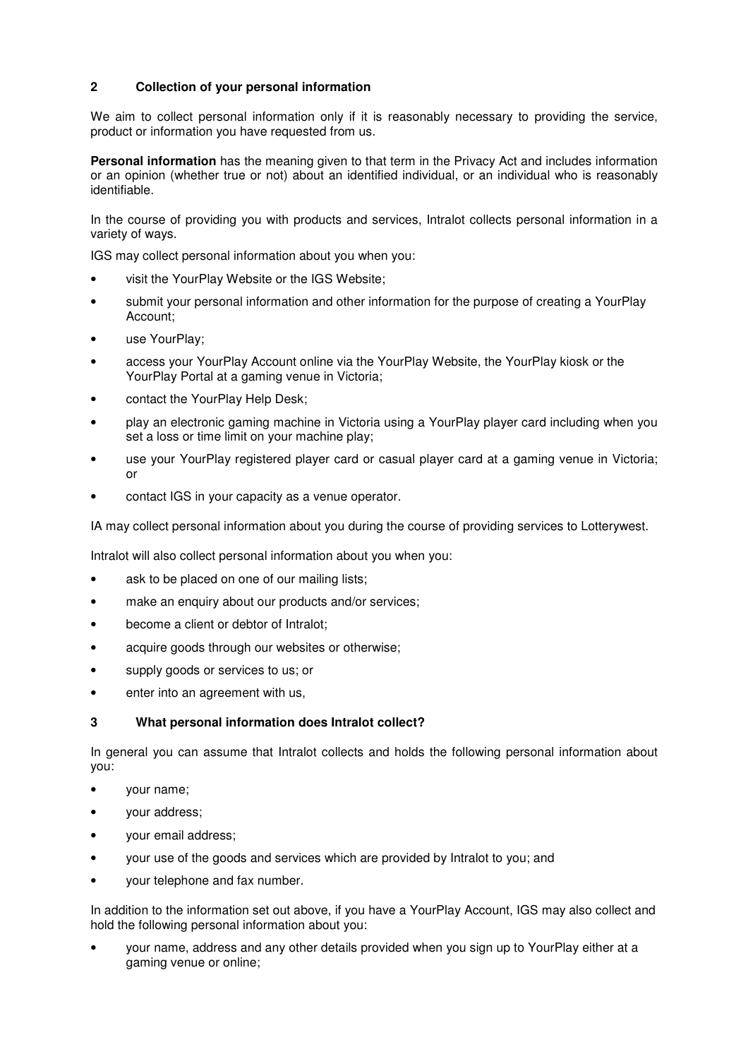## 2 Collection of your personal information

We aim to collect personal information only if it is reasonably necessary to providing the service, product or information you have requested from us.

**Personal information** has the meaning given to that term in the Privacy Act and includes information or an opinion (whether true or not) about an identified individual, or an individual who is reasonably identifiable.

In the course of providing you with products and services, Intralot collects personal information in a variety of ways.

IGS may collect personal information about you when you:

- visit the YourPlay Website or the IGS Website;
- submit your personal information and other information for the purpose of creating a YourPlay Account;
- use YourPlay;
- access your YourPlay Account online via the YourPlay Website, the YourPlay kiosk or the YourPlay Portal at a gaming venue in Victoria;
- contact the YourPlay Help Desk;
- play an electronic gaming machine in Victoria using a YourPlay player card including when you set a loss or time limit on your machine play;
- use your YourPlay registered player card or casual player card at a gaming venue in Victoria; or
- contact IGS in your capacity as a venue operator.

IA may collect personal information about you during the course of providing services to Lotterywest.

Intralot will also collect personal information about you when you:

- ask to be placed on one of our mailing lists;
- make an enquiry about our products and/or services;
- become a client or debtor of Intralot;
- acquire goods through our websites or otherwise;
- supply goods or services to us; or
- enter into an agreement with us,

## 3 What personal information does Intralot collect?

In general you can assume that Intralot collects and holds the following personal information about you:

- your name;
- your address;
- your email address;
- your use of the goods and services which are provided by Intralot to you; and
- your telephone and fax number.

In addition to the information set out above, if you have a YourPlay Account, IGS may also collect and hold the following personal information about you:

- your name, address and any other details provided when you sign up to YourPlay either at a gaming venue or online;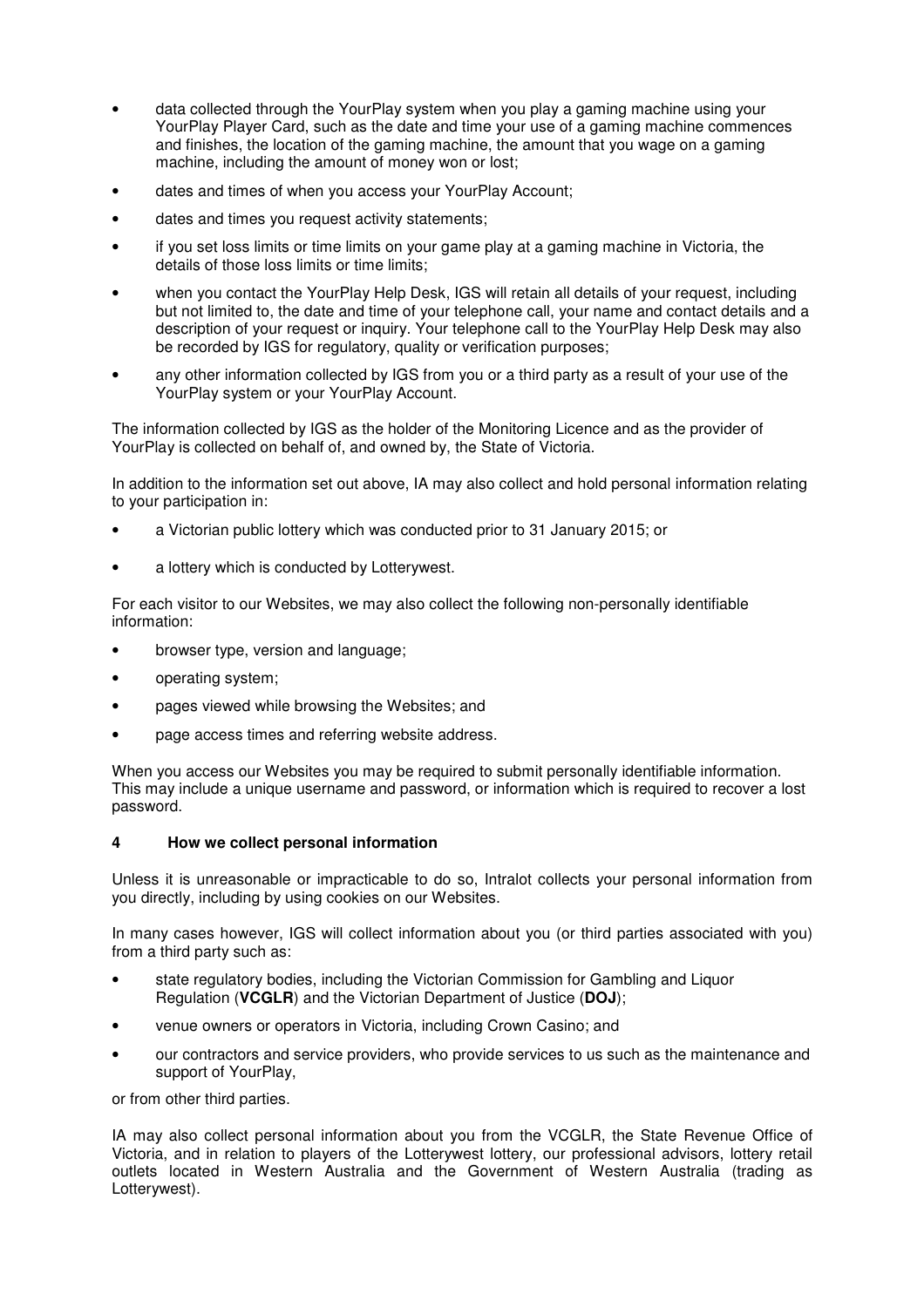- data collected through the YourPlay system when you play a gaming machine using your YourPlay Player Card, such as the date and time your use of a gaming machine commences and finishes, the location of the gaming machine, the amount that you wage on a gaming machine, including the amount of money won or lost;
- dates and times of when you access your YourPlay Account;
- dates and times you request activity statements;
- if you set loss limits or time limits on your game play at a gaming machine in Victoria, the details of those loss limits or time limits;
- when you contact the YourPlay Help Desk, IGS will retain all details of your request, including but not limited to, the date and time of your telephone call, your name and contact details and a description of your request or inquiry. Your telephone call to the YourPlay Help Desk may also be recorded by IGS for regulatory, quality or verification purposes;
- any other information collected by IGS from you or a third party as a result of your use of the YourPlay system or your YourPlay Account.

The information collected by IGS as the holder of the Monitoring Licence and as the provider of YourPlay is collected on behalf of, and owned by, the State of Victoria.

In addition to the information set out above, IA may also collect and hold personal information relating to your participation in:

- a Victorian public lottery which was conducted prior to 31 January 2015; or
- a lottery which is conducted by Lotterywest.

For each visitor to our Websites, we may also collect the following non-personally identifiable information:

- browser type, version and language;
- operating system;
- pages viewed while browsing the Websites; and
- page access times and referring website address.

When you access our Websites you may be required to submit personally identifiable information. This may include a unique username and password, or information which is required to recover a lost password.

## 4 How we collect personal information

Unless it is unreasonable or impracticable to do so, Intralot collects your personal information from you directly, including by using cookies on our Websites.

In many cases however, IGS will collect information about you (or third parties associated with you) from a third party such as:

- state regulatory bodies, including the Victorian Commission for Gambling and Liquor Regulation (**VCGLR**) and the Victorian Department of Justice (**DOJ**);
- venue owners or operators in Victoria, including Crown Casino; and
- our contractors and service providers, who provide services to us such as the maintenance and support of YourPlay,

or from other third parties.

IA may also collect personal information about you from the VCGLR, the State Revenue Office of Victoria, and in relation to players of the Lotterywest lottery, our professional advisors, lottery retail outlets located in Western Australia and the Government of Western Australia (trading as Lotterywest).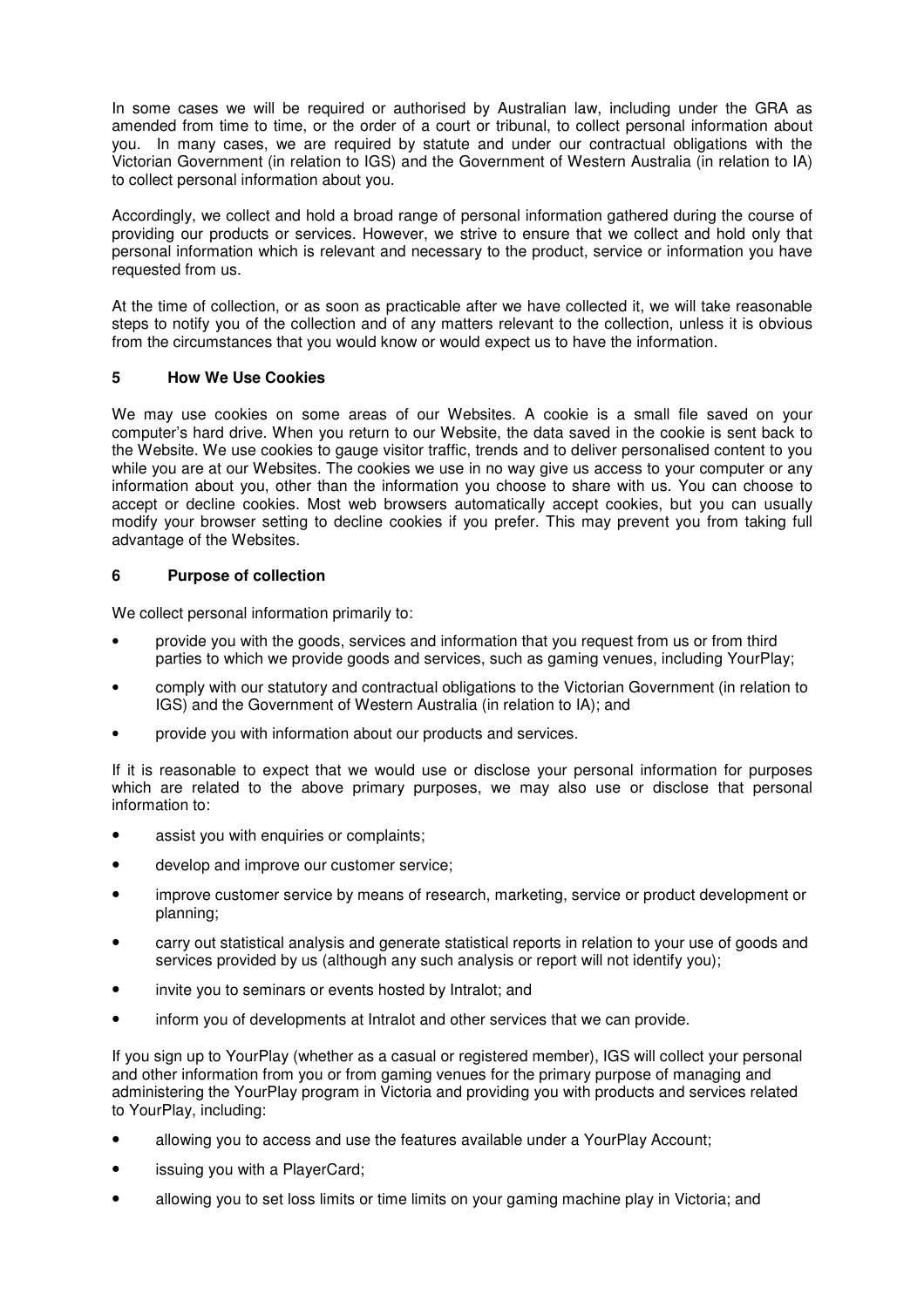In some cases we will be required or authorised by Australian law, including under the GRA as amended from time to time, or the order of a court or tribunal, to collect personal information about you. In many cases, we are required by statute and under our contractual obligations with the Victorian Government (in relation to IGS) and the Government of Western Australia (in relation to IA) to collect personal information about you.

Accordingly, we collect and hold a broad range of personal information gathered during the course of providing our products or services. However, we strive to ensure that we collect and hold only that personal information which is relevant and necessary to the product, service or information you have requested from us.

At the time of collection, or as soon as practicable after we have collected it, we will take reasonable steps to notify you of the collection and of any matters relevant to the collection, unless it is obvious from the circumstances that you would know or would expect us to have the information.

## 5 How We Use Cookies

We may use cookies on some areas of our Websites. A cookie is a small file saved on your computer's hard drive. When you return to our Website, the data saved in the cookie is sent back to the Website. We use cookies to gauge visitor traffic, trends and to deliver personalised content to you while you are at our Websites. The cookies we use in no way give us access to your computer or any information about you, other than the information you choose to share with us. You can choose to accept or decline cookies. Most web browsers automatically accept cookies, but you can usually modify your browser setting to decline cookies if you prefer. This may prevent you from taking full advantage of the Websites.

## 6 Purpose of collection

We collect personal information primarily to:

- provide you with the goods, services and information that you request from us or from third parties to which we provide goods and services, such as gaming venues, including YourPlay;
- comply with our statutory and contractual obligations to the Victorian Government (in relation to IGS) and the Government of Western Australia (in relation to IA); and
- provide you with information about our products and services.

If it is reasonable to expect that we would use or disclose your personal information for purposes which are related to the above primary purposes, we may also use or disclose that personal information to:

- assist you with enquiries or complaints;
- develop and improve our customer service;
- improve customer service by means of research, marketing, service or product development or planning;
- carry out statistical analysis and generate statistical reports in relation to your use of goods and services provided by us (although any such analysis or report will not identify you);
- invite you to seminars or events hosted by Intralot; and
- inform you of developments at Intralot and other services that we can provide.

If you sign up to YourPlay (whether as a casual or registered member), IGS will collect your personal and other information from you or from gaming venues for the primary purpose of managing and administering the YourPlay program in Victoria and providing you with products and services related to YourPlay, including:

- allowing you to access and use the features available under a YourPlay Account;
- issuing you with a PlayerCard;
- allowing you to set loss limits or time limits on your gaming machine play in Victoria; and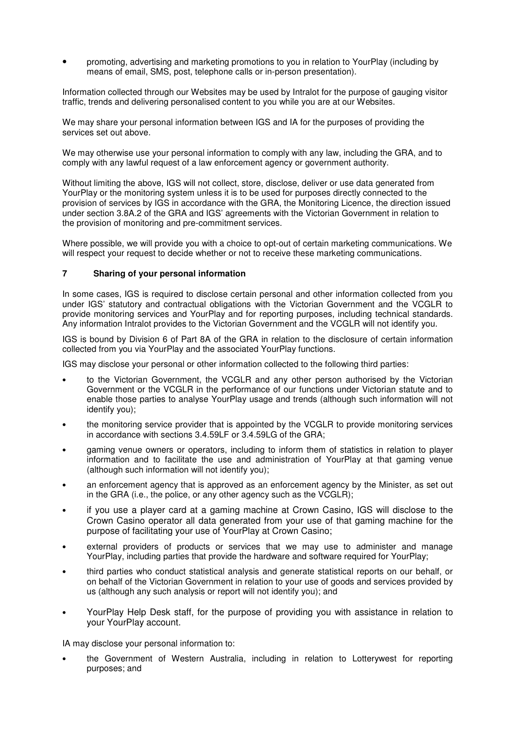- promoting, advertising and marketing promotions to you in relation to YourPlay (including by means of email, SMS, post, telephone calls or in-person presentation).

Information collected through our Websites may be used by Intralot for the purpose of gauging visitor traffic, trends and delivering personalised content to you while you are at our Websites.

We may share your personal information between IGS and IA for the purposes of providing the services set out above.

We may otherwise use your personal information to comply with any law, including the GRA, and to comply with any lawful request of a law enforcement agency or government authority.

Without limiting the above, IGS will not collect, store, disclose, deliver or use data generated from YourPlay or the monitoring system unless it is to be used for purposes directly connected to the provision of services by IGS in accordance with the GRA, the Monitoring Licence, the direction issued under section 3.8A.2 of the GRA and IGS' agreements with the Victorian Government in relation to the provision of monitoring and pre-commitment services.

Where possible, we will provide you with a choice to opt-out of certain marketing communications. We will respect your request to decide whether or not to receive these marketing communications.

## 7 Sharing of your personal information

In some cases, IGS is required to disclose certain personal and other information collected from you under IGS' statutory and contractual obligations with the Victorian Government and the VCGLR to provide monitoring services and YourPlay and for reporting purposes, including technical standards. Any information Intralot provides to the Victorian Government and the VCGLR will not identify you.

IGS is bound by Division 6 of Part 8A of the GRA in relation to the disclosure of certain information collected from you via YourPlay and the associated YourPlay functions.

IGS may disclose your personal or other information collected to the following third parties:

- to the Victorian Government, the VCGLR and any other person authorised by the Victorian Government or the VCGLR in the performance of our functions under Victorian statute and to enable those parties to analyse YourPlay usage and trends (although such information will not identify you);
- the monitoring service provider that is appointed by the VCGLR to provide monitoring services in accordance with sections 3.4.59LF or 3.4.59LG of the GRA;
- gaming venue owners or operators, including to inform them of statistics in relation to player information and to facilitate the use and administration of YourPlay at that gaming venue (although such information will not identify you);
- an enforcement agency that is approved as an enforcement agency by the Minister, as set out in the GRA (i.e., the police, or any other agency such as the VCGLR);
- if you use a player card at a gaming machine at Crown Casino, IGS will disclose to the Crown Casino operator all data generated from your use of that gaming machine for the purpose of facilitating your use of YourPlay at Crown Casino;
- external providers of products or services that we may use to administer and manage YourPlay, including parties that provide the hardware and software required for YourPlay;
- third parties who conduct statistical analysis and generate statistical reports on our behalf, or on behalf of the Victorian Government in relation to your use of goods and services provided by us (although any such analysis or report will not identify you); and
- YourPlay Help Desk staff, for the purpose of providing you with assistance in relation to your YourPlay account.

IA may disclose your personal information to:

- the Government of Western Australia, including in relation to Lotterywest for reporting purposes; and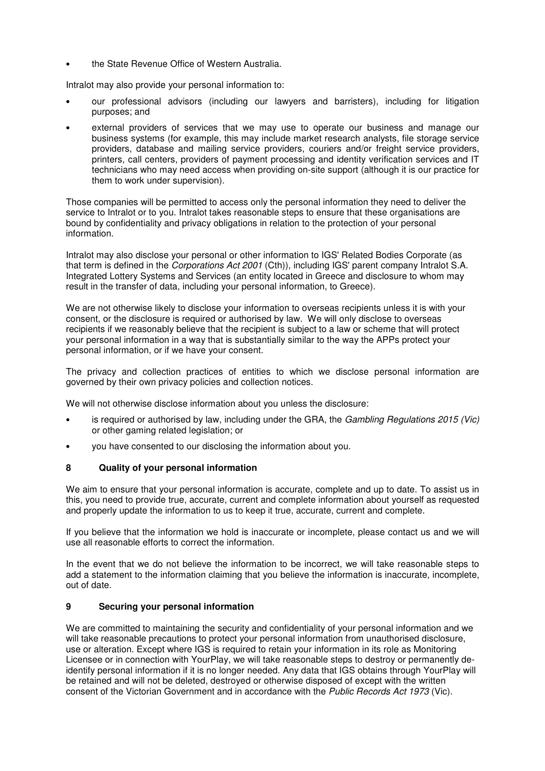- the State Revenue Office of Western Australia.

Intralot may also provide your personal information to:

- our professional advisors (including our lawyers and barristers), including for litigation purposes; and
- external providers of services that we may use to operate our business and manage our business systems (for example, this may include market research analysts, file storage service providers, database and mailing service providers, couriers and/or freight service providers, printers, call centers, providers of payment processing and identity verification services and IT technicians who may need access when providing on-site support (although it is our practice for them to work under supervision).

Those companies will be permitted to access only the personal information they need to deliver the service to Intralot or to you. Intralot takes reasonable steps to ensure that these organisations are bound by confidentiality and privacy obligations in relation to the protection of your personal information.

Intralot may also disclose your personal or other information to IGS' Related Bodies Corporate (as that term is defined in the *Corporations Act 2001* (Cth)), including IGS' parent company Intralot S.A. Integrated Lottery Systems and Services (an entity located in Greece and disclosure to whom may result in the transfer of data, including your personal information, to Greece).

We are not otherwise likely to disclose your information to overseas recipients unless it is with your consent, or the disclosure is required or authorised by law. We will only disclose to overseas recipients if we reasonably believe that the recipient is subject to a law or scheme that will protect your personal information in a way that is substantially similar to the way the APPs protect your personal information, or if we have your consent.

The privacy and collection practices of entities to which we disclose personal information are governed by their own privacy policies and collection notices.

We will not otherwise disclose information about you unless the disclosure:

- is required or authorised by law, including under the GRA, the *Gambling Regulations 2015 (Vic)* or other gaming related legislation; or
- you have consented to our disclosing the information about you.

## 8 Quality of your personal information

We aim to ensure that your personal information is accurate, complete and up to date. To assist us in this, you need to provide true, accurate, current and complete information about yourself as requested and properly update the information to us to keep it true, accurate, current and complete.

If you believe that the information we hold is inaccurate or incomplete, please contact us and we will use all reasonable efforts to correct the information.

In the event that we do not believe the information to be incorrect, we will take reasonable steps to add a statement to the information claiming that you believe the information is inaccurate, incomplete, out of date.

## 9 Securing your personal information

We are committed to maintaining the security and confidentiality of your personal information and we will take reasonable precautions to protect your personal information from unauthorised disclosure, use or alteration. Except where IGS is required to retain your information in its role as Monitoring Licensee or in connection with YourPlay, we will take reasonable steps to destroy or permanently de-identify personal information if it is no longer needed. Any data that IGS obtains through YourPlay will be retained and will not be deleted, destroyed or otherwise disposed of except with the written consent of the Victorian Government and in accordance with the *Public Records Act 1973* (Vic).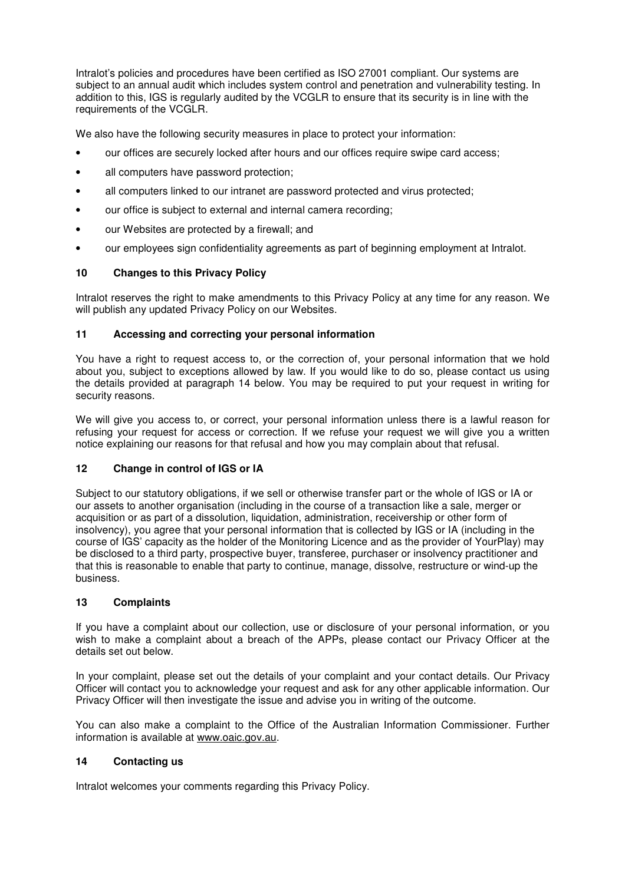Intralot's policies and procedures have been certified as ISO 27001 compliant. Our systems are subject to an annual audit which includes system control and penetration and vulnerability testing. In addition to this, IGS is regularly audited by the VCGLR to ensure that its security is in line with the requirements of the VCGLR.

We also have the following security measures in place to protect your information:

- our offices are securely locked after hours and our offices require swipe card access;
- all computers have password protection;
- all computers linked to our intranet are password protected and virus protected;
- our office is subject to external and internal camera recording;
- our Websites are protected by a firewall; and
- our employees sign confidentiality agreements as part of beginning employment at Intralot.

## 10 Changes to this Privacy Policy

Intralot reserves the right to make amendments to this Privacy Policy at any time for any reason. We will publish any updated Privacy Policy on our Websites.

## 11 Accessing and correcting your personal information

You have a right to request access to, or the correction of, your personal information that we hold about you, subject to exceptions allowed by law. If you would like to do so, please contact us using the details provided at paragraph 14 below. You may be required to put your request in writing for security reasons.

We will give you access to, or correct, your personal information unless there is a lawful reason for refusing your request for access or correction. If we refuse your request we will give you a written notice explaining our reasons for that refusal and how you may complain about that refusal.

## 12 Change in control of IGS or IA

Subject to our statutory obligations, if we sell or otherwise transfer part or the whole of IGS or IA or our assets to another organisation (including in the course of a transaction like a sale, merger or acquisition or as part of a dissolution, liquidation, administration, receivership or other form of insolvency), you agree that your personal information that is collected by IGS or IA (including in the course of IGS' capacity as the holder of the Monitoring Licence and as the provider of YourPlay) may be disclosed to a third party, prospective buyer, transferee, purchaser or insolvency practitioner and that this is reasonable to enable that party to continue, manage, dissolve, restructure or wind-up the business.

## 13 Complaints

If you have a complaint about our collection, use or disclosure of your personal information, or you wish to make a complaint about a breach of the APPs, please contact our Privacy Officer at the details set out below.

In your complaint, please set out the details of your complaint and your contact details. Our Privacy Officer will contact you to acknowledge your request and ask for any other applicable information. Our Privacy Officer will then investigate the issue and advise you in writing of the outcome.

You can also make a complaint to the Office of the Australian Information Commissioner. Further information is available at www.oaic.gov.au.

## 14 Contacting us

Intralot welcomes your comments regarding this Privacy Policy.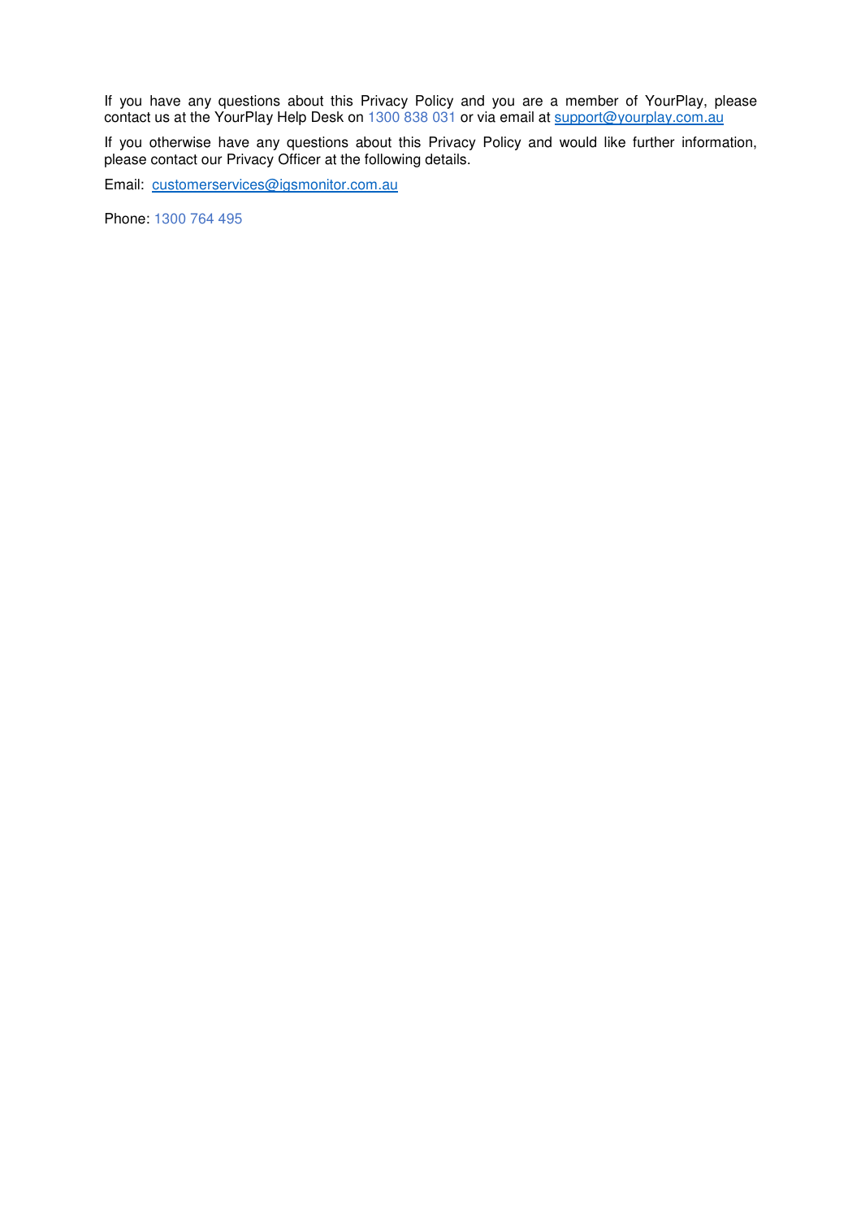If you have any questions about this Privacy Policy and you are a member of YourPlay, please contact us at the YourPlay Help Desk on 1300 838 031 or via email at support@yourplay.com.au

If you otherwise have any questions about this Privacy Policy and would like further information, please contact our Privacy Officer at the following details.

Email: customerservices@igsmonitor.com.au

Phone: 1300 764 495